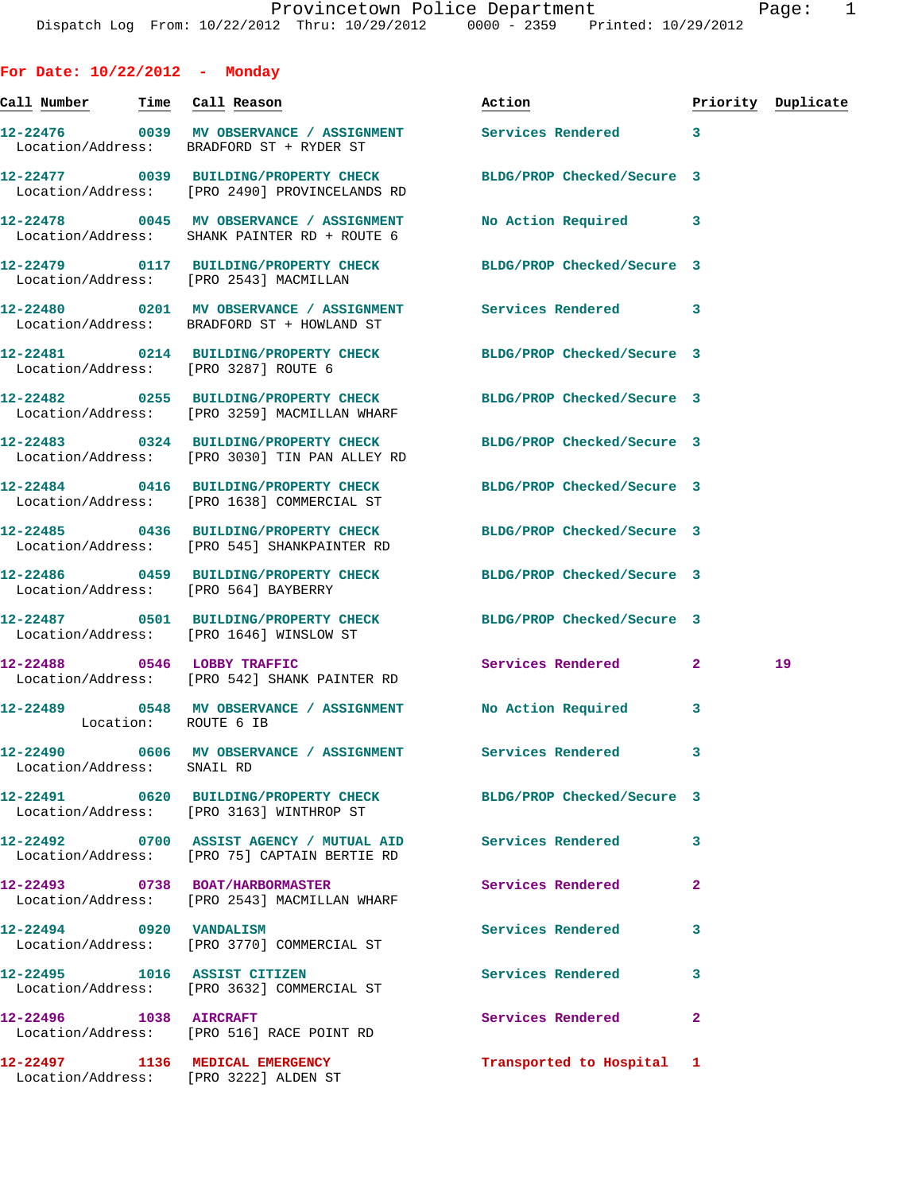For Date: 10/22/2012 - Monday

| Call Number | Time | Call Reason | Action | Priority | Duplicate |
|---|---|---|---|---|---|
| 12-22476 | 0039 | MV OBSERVANCE / ASSIGNMENT | Services Rendered | 3 | |
| Location/Address: | | BRADFORD ST + RYDER ST | | | |
| 12-22477 | 0039 | BUILDING/PROPERTY CHECK | BLDG/PROP Checked/Secure | 3 | |
| Location/Address: | | [PRO 2490] PROVINCELANDS RD | | | |
| 12-22478 | 0045 | MV OBSERVANCE / ASSIGNMENT | No Action Required | 3 | |
| Location/Address: | | SHANK PAINTER RD + ROUTE 6 | | | |
| 12-22479 | 0117 | BUILDING/PROPERTY CHECK | BLDG/PROP Checked/Secure | 3 | |
| Location/Address: | | [PRO 2543] MACMILLAN | | | |
| 12-22480 | 0201 | MV OBSERVANCE / ASSIGNMENT | Services Rendered | 3 | |
| Location/Address: | | BRADFORD ST + HOWLAND ST | | | |
| 12-22481 | 0214 | BUILDING/PROPERTY CHECK | BLDG/PROP Checked/Secure | 3 | |
| Location/Address: | | [PRO 3287] ROUTE 6 | | | |
| 12-22482 | 0255 | BUILDING/PROPERTY CHECK | BLDG/PROP Checked/Secure | 3 | |
| Location/Address: | | [PRO 3259] MACMILLAN WHARF | | | |
| 12-22483 | 0324 | BUILDING/PROPERTY CHECK | BLDG/PROP Checked/Secure | 3 | |
| Location/Address: | | [PRO 3030] TIN PAN ALLEY RD | | | |
| 12-22484 | 0416 | BUILDING/PROPERTY CHECK | BLDG/PROP Checked/Secure | 3 | |
| Location/Address: | | [PRO 1638] COMMERCIAL ST | | | |
| 12-22485 | 0436 | BUILDING/PROPERTY CHECK | BLDG/PROP Checked/Secure | 3 | |
| Location/Address: | | [PRO 545] SHANKPAINTER RD | | | |
| 12-22486 | 0459 | BUILDING/PROPERTY CHECK | BLDG/PROP Checked/Secure | 3 | |
| Location/Address: | | [PRO 564] BAYBERRY | | | |
| 12-22487 | 0501 | BUILDING/PROPERTY CHECK | BLDG/PROP Checked/Secure | 3 | |
| Location/Address: | | [PRO 1646] WINSLOW ST | | | |
| 12-22488 | 0546 | LOBBY TRAFFIC | Services Rendered | 2 | 19 |
| Location/Address: | | [PRO 542] SHANK PAINTER RD | | | |
| 12-22489 | 0548 | MV OBSERVANCE / ASSIGNMENT | No Action Required | 3 | |
| Location: | | ROUTE 6 IB | | | |
| 12-22490 | 0606 | MV OBSERVANCE / ASSIGNMENT | Services Rendered | 3 | |
| Location/Address: | | SNAIL RD | | | |
| 12-22491 | 0620 | BUILDING/PROPERTY CHECK | BLDG/PROP Checked/Secure | 3 | |
| Location/Address: | | [PRO 3163] WINTHROP ST | | | |
| 12-22492 | 0700 | ASSIST AGENCY / MUTUAL AID | Services Rendered | 3 | |
| Location/Address: | | [PRO 75] CAPTAIN BERTIE RD | | | |
| 12-22493 | 0738 | BOAT/HARBORMASTER | Services Rendered | 2 | |
| Location/Address: | | [PRO 2543] MACMILLAN WHARF | | | |
| 12-22494 | 0920 | VANDALISM | Services Rendered | 3 | |
| Location/Address: | | [PRO 3770] COMMERCIAL ST | | | |
| 12-22495 | 1016 | ASSIST CITIZEN | Services Rendered | 3 | |
| Location/Address: | | [PRO 3632] COMMERCIAL ST | | | |
| 12-22496 | 1038 | AIRCRAFT | Services Rendered | 2 | |
| Location/Address: | | [PRO 516] RACE POINT RD | | | |
| 12-22497 | 1136 | MEDICAL EMERGENCY | Transported to Hospital | 1 | |
| Location/Address: | | [PRO 3222] ALDEN ST | | | |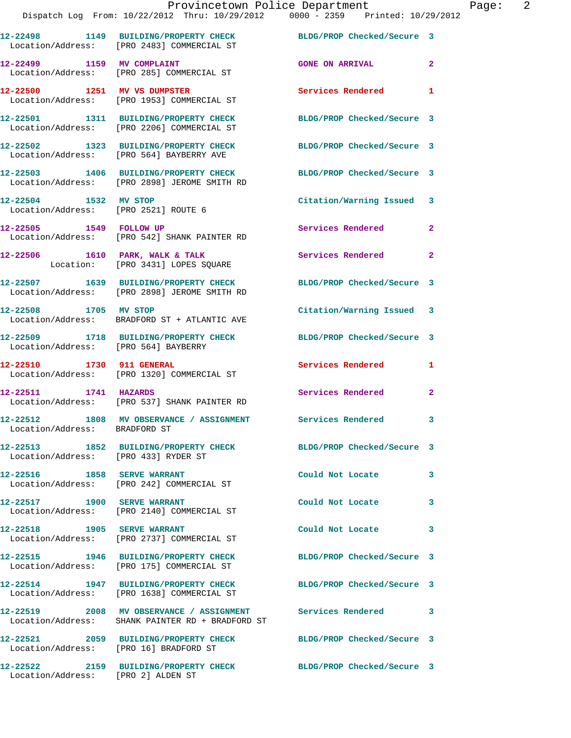| Call Number | Time | Call Reason | Action | Priority |
|---|---|---|---|---|
| 12-22498 | 1149 | BUILDING/PROPERTY CHECK | BLDG/PROP Checked/Secure | 3 |
| Location/Address: | | [PRO 2483] COMMERCIAL ST | | |
| 12-22499 | 1159 | MV COMPLAINT | GONE ON ARRIVAL | 2 |
| Location/Address: | | [PRO 285] COMMERCIAL ST | | |
| 12-22500 | 1251 | MV VS DUMPSTER | Services Rendered | 1 |
| Location/Address: | | [PRO 1953] COMMERCIAL ST | | |
| 12-22501 | 1311 | BUILDING/PROPERTY CHECK | BLDG/PROP Checked/Secure | 3 |
| Location/Address: | | [PRO 2206] COMMERCIAL ST | | |
| 12-22502 | 1323 | BUILDING/PROPERTY CHECK | BLDG/PROP Checked/Secure | 3 |
| Location/Address: | | [PRO 564] BAYBERRY AVE | | |
| 12-22503 | 1406 | BUILDING/PROPERTY CHECK | BLDG/PROP Checked/Secure | 3 |
| Location/Address: | | [PRO 2898] JEROME SMITH RD | | |
| 12-22504 | 1532 | MV STOP | Citation/Warning Issued | 3 |
| Location/Address: | | [PRO 2521] ROUTE 6 | | |
| 12-22505 | 1549 | FOLLOW UP | Services Rendered | 2 |
| Location/Address: | | [PRO 542] SHANK PAINTER RD | | |
| 12-22506 | 1610 | PARK, WALK & TALK | Services Rendered | 2 |
| Location: | | [PRO 3431] LOPES SQUARE | | |
| 12-22507 | 1639 | BUILDING/PROPERTY CHECK | BLDG/PROP Checked/Secure | 3 |
| Location/Address: | | [PRO 2898] JEROME SMITH RD | | |
| 12-22508 | 1705 | MV STOP | Citation/Warning Issued | 3 |
| Location/Address: | | BRADFORD ST + ATLANTIC AVE | | |
| 12-22509 | 1718 | BUILDING/PROPERTY CHECK | BLDG/PROP Checked/Secure | 3 |
| Location/Address: | | [PRO 564] BAYBERRY | | |
| 12-22510 | 1730 | 911 GENERAL | Services Rendered | 1 |
| Location/Address: | | [PRO 1320] COMMERCIAL ST | | |
| 12-22511 | 1741 | HAZARDS | Services Rendered | 2 |
| Location/Address: | | [PRO 537] SHANK PAINTER RD | | |
| 12-22512 | 1808 | MV OBSERVANCE / ASSIGNMENT | Services Rendered | 3 |
| Location/Address: | | BRADFORD ST | | |
| 12-22513 | 1852 | BUILDING/PROPERTY CHECK | BLDG/PROP Checked/Secure | 3 |
| Location/Address: | | [PRO 433] RYDER ST | | |
| 12-22516 | 1858 | SERVE WARRANT | Could Not Locate | 3 |
| Location/Address: | | [PRO 242] COMMERCIAL ST | | |
| 12-22517 | 1900 | SERVE WARRANT | Could Not Locate | 3 |
| Location/Address: | | [PRO 2140] COMMERCIAL ST | | |
| 12-22518 | 1905 | SERVE WARRANT | Could Not Locate | 3 |
| Location/Address: | | [PRO 2737] COMMERCIAL ST | | |
| 12-22515 | 1946 | BUILDING/PROPERTY CHECK | BLDG/PROP Checked/Secure | 3 |
| Location/Address: | | [PRO 175] COMMERCIAL ST | | |
| 12-22514 | 1947 | BUILDING/PROPERTY CHECK | BLDG/PROP Checked/Secure | 3 |
| Location/Address: | | [PRO 1638] COMMERCIAL ST | | |
| 12-22519 | 2008 | MV OBSERVANCE / ASSIGNMENT | Services Rendered | 3 |
| Location/Address: | | SHANK PAINTER RD + BRADFORD ST | | |
| 12-22521 | 2059 | BUILDING/PROPERTY CHECK | BLDG/PROP Checked/Secure | 3 |
| Location/Address: | | [PRO 16] BRADFORD ST | | |
| 12-22522 | 2159 | BUILDING/PROPERTY CHECK | BLDG/PROP Checked/Secure | 3 |
| Location/Address: | | [PRO 2] ALDEN ST | | |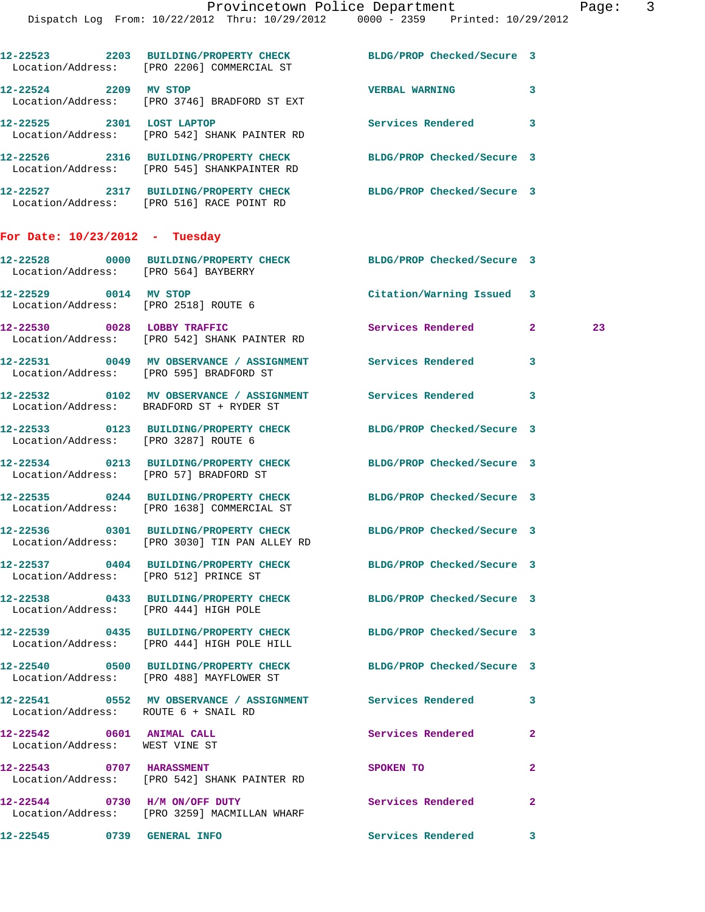12-22523 2203 BUILDING/PROPERTY CHECK BLDG/PROP Checked/Secure 3
Location/Address: [PRO 2206] COMMERCIAL ST

12-22524 2209 MV STOP VERBAL WARNING 3
Location/Address: [PRO 3746] BRADFORD ST EXT

12-22525 2301 LOST LAPTOP Services Rendered 3
Location/Address: [PRO 542] SHANK PAINTER RD

12-22526 2316 BUILDING/PROPERTY CHECK BLDG/PROP Checked/Secure 3
Location/Address: [PRO 545] SHANKPAINTER RD

12-22527 2317 BUILDING/PROPERTY CHECK BLDG/PROP Checked/Secure 3
Location/Address: [PRO 516] RACE POINT RD

**For Date: 10/23/2012 - Tuesday**

12-22528 0000 BUILDING/PROPERTY CHECK BLDG/PROP Checked/Secure 3
Location/Address: [PRO 564] BAYBERRY

12-22529 0014 MV STOP Citation/Warning Issued 3
Location/Address: [PRO 2518] ROUTE 6

12-22530 0028 LOBBY TRAFFIC Services Rendered 2 23
Location/Address: [PRO 542] SHANK PAINTER RD

12-22531 0049 MV OBSERVANCE / ASSIGNMENT Services Rendered 3
Location/Address: [PRO 595] BRADFORD ST

12-22532 0102 MV OBSERVANCE / ASSIGNMENT Services Rendered 3
Location/Address: BRADFORD ST + RYDER ST

12-22533 0123 BUILDING/PROPERTY CHECK BLDG/PROP Checked/Secure 3
Location/Address: [PRO 3287] ROUTE 6

12-22534 0213 BUILDING/PROPERTY CHECK BLDG/PROP Checked/Secure 3
Location/Address: [PRO 57] BRADFORD ST

12-22535 0244 BUILDING/PROPERTY CHECK BLDG/PROP Checked/Secure 3
Location/Address: [PRO 1638] COMMERCIAL ST

12-22536 0301 BUILDING/PROPERTY CHECK BLDG/PROP Checked/Secure 3
Location/Address: [PRO 3030] TIN PAN ALLEY RD

12-22537 0404 BUILDING/PROPERTY CHECK BLDG/PROP Checked/Secure 3
Location/Address: [PRO 512] PRINCE ST

12-22538 0433 BUILDING/PROPERTY CHECK BLDG/PROP Checked/Secure 3
Location/Address: [PRO 444] HIGH POLE

12-22539 0435 BUILDING/PROPERTY CHECK BLDG/PROP Checked/Secure 3
Location/Address: [PRO 444] HIGH POLE HILL

12-22540 0500 BUILDING/PROPERTY CHECK BLDG/PROP Checked/Secure 3
Location/Address: [PRO 488] MAYFLOWER ST

12-22541 0552 MV OBSERVANCE / ASSIGNMENT Services Rendered 3
Location/Address: ROUTE 6 + SNAIL RD

12-22542 0601 ANIMAL CALL Services Rendered 2
Location/Address: WEST VINE ST

12-22543 0707 HARASSMENT SPOKEN TO 2
Location/Address: [PRO 542] SHANK PAINTER RD

12-22544 0730 H/M ON/OFF DUTY Services Rendered 2
Location/Address: [PRO 3259] MACMILLAN WHARF

12-22545 0739 GENERAL INFO Services Rendered 3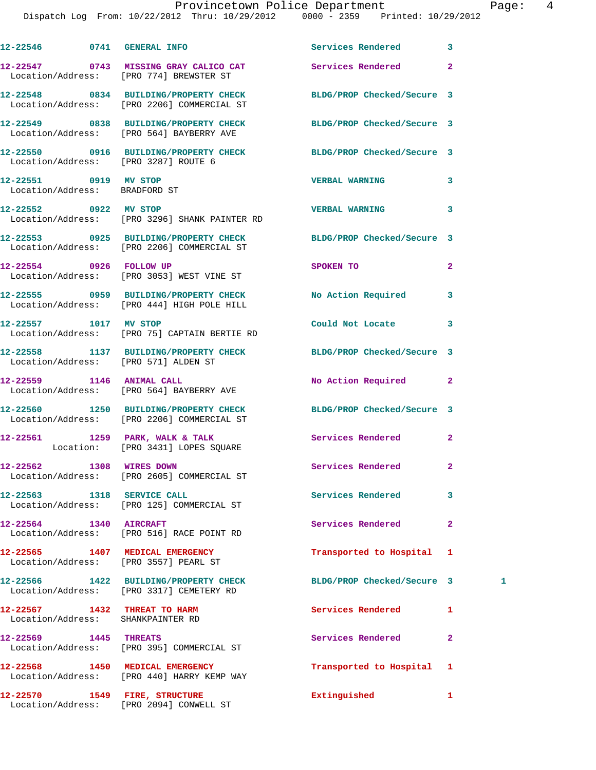| Call Number | Time | Call Type | Disposition | Priority | |
|---|---|---|---|---|---|
| 12-22546 | 0741 | GENERAL INFO | Services Rendered | 3 | |
| 12-22547 | 0743 | MISSING GRAY CALICO CAT<br>Location/Address: [PRO 774] BREWSTER ST | Services Rendered | 2 | |
| 12-22548 | 0834 | BUILDING/PROPERTY CHECK<br>Location/Address: [PRO 2206] COMMERCIAL ST | BLDG/PROP Checked/Secure | 3 | |
| 12-22549 | 0838 | BUILDING/PROPERTY CHECK<br>Location/Address: [PRO 564] BAYBERRY AVE | BLDG/PROP Checked/Secure | 3 | |
| 12-22550 | 0916 | BUILDING/PROPERTY CHECK<br>Location/Address: [PRO 3287] ROUTE 6 | BLDG/PROP Checked/Secure | 3 | |
| 12-22551 | 0919 | MV STOP<br>Location/Address: BRADFORD ST | VERBAL WARNING | 3 | |
| 12-22552 | 0922 | MV STOP<br>Location/Address: [PRO 3296] SHANK PAINTER RD | VERBAL WARNING | 3 | |
| 12-22553 | 0925 | BUILDING/PROPERTY CHECK<br>Location/Address: [PRO 2206] COMMERCIAL ST | BLDG/PROP Checked/Secure | 3 | |
| 12-22554 | 0926 | FOLLOW UP<br>Location/Address: [PRO 3053] WEST VINE ST | SPOKEN TO | 2 | |
| 12-22555 | 0959 | BUILDING/PROPERTY CHECK<br>Location/Address: [PRO 444] HIGH POLE HILL | No Action Required | 3 | |
| 12-22557 | 1017 | MV STOP<br>Location/Address: [PRO 75] CAPTAIN BERTIE RD | Could Not Locate | 3 | |
| 12-22558 | 1137 | BUILDING/PROPERTY CHECK<br>Location/Address: [PRO 571] ALDEN ST | BLDG/PROP Checked/Secure | 3 | |
| 12-22559 | 1146 | ANIMAL CALL<br>Location/Address: [PRO 564] BAYBERRY AVE | No Action Required | 2 | |
| 12-22560 | 1250 | BUILDING/PROPERTY CHECK<br>Location/Address: [PRO 2206] COMMERCIAL ST | BLDG/PROP Checked/Secure | 3 | |
| 12-22561 | 1259 | PARK, WALK & TALK<br>Location: [PRO 3431] LOPES SQUARE | Services Rendered | 2 | |
| 12-22562 | 1308 | WIRES DOWN<br>Location/Address: [PRO 2605] COMMERCIAL ST | Services Rendered | 2 | |
| 12-22563 | 1318 | SERVICE CALL<br>Location/Address: [PRO 125] COMMERCIAL ST | Services Rendered | 3 | |
| 12-22564 | 1340 | AIRCRAFT<br>Location/Address: [PRO 516] RACE POINT RD | Services Rendered | 2 | |
| 12-22565 | 1407 | MEDICAL EMERGENCY<br>Location/Address: [PRO 3557] PEARL ST | Transported to Hospital | 1 | |
| 12-22566 | 1422 | BUILDING/PROPERTY CHECK<br>Location/Address: [PRO 3317] CEMETERY RD | BLDG/PROP Checked/Secure | 3 | 1 |
| 12-22567 | 1432 | THREAT TO HARM<br>Location/Address: SHANKPAINTER RD | Services Rendered | 1 | |
| 12-22569 | 1445 | THREATS<br>Location/Address: [PRO 395] COMMERCIAL ST | Services Rendered | 2 | |
| 12-22568 | 1450 | MEDICAL EMERGENCY<br>Location/Address: [PRO 440] HARRY KEMP WAY | Transported to Hospital | 1 | |
| 12-22570 | 1549 | FIRE, STRUCTURE<br>Location/Address: [PRO 2094] CONWELL ST | Extinguished | 1 | |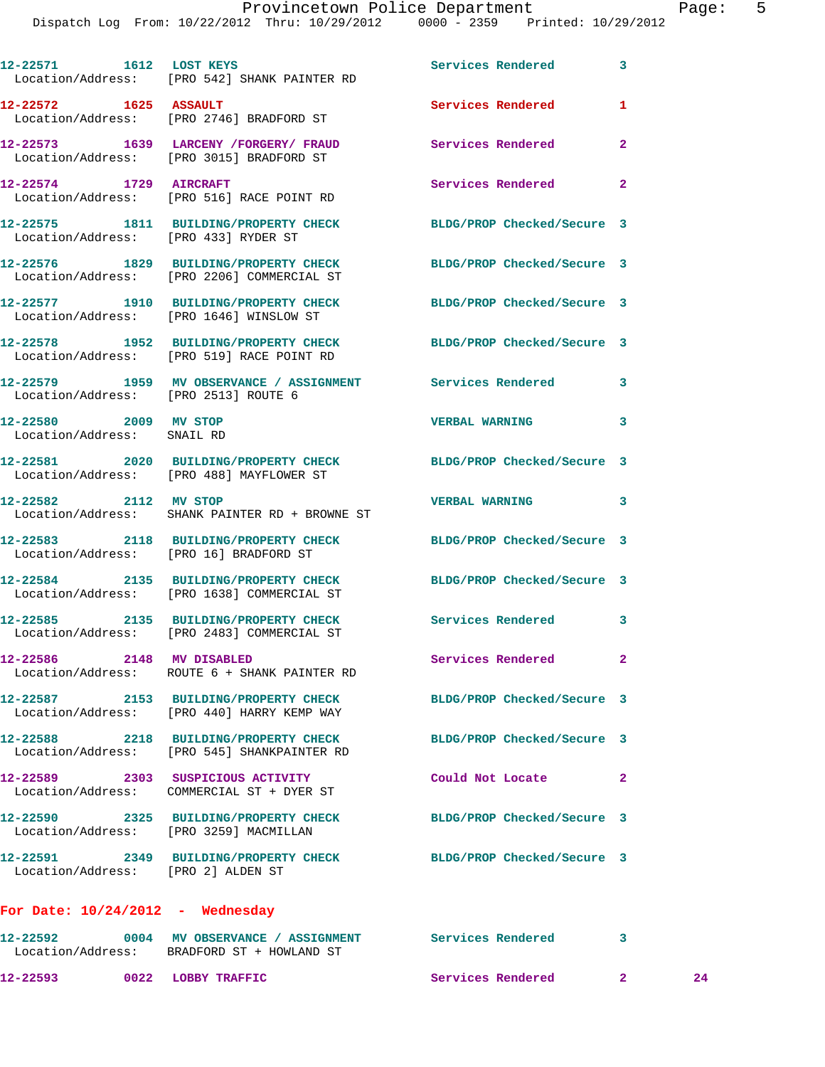12-22571 1612 LOST KEYS Services Rendered 3
Location/Address: [PRO 542] SHANK PAINTER RD

12-22572 1625 ASSAULT Services Rendered 1
Location/Address: [PRO 2746] BRADFORD ST

12-22573 1639 LARCENY /FORGERY/ FRAUD Services Rendered 2
Location/Address: [PRO 3015] BRADFORD ST

12-22574 1729 AIRCRAFT Services Rendered 2
Location/Address: [PRO 516] RACE POINT RD

12-22575 1811 BUILDING/PROPERTY CHECK BLDG/PROP Checked/Secure 3
Location/Address: [PRO 433] RYDER ST

12-22576 1829 BUILDING/PROPERTY CHECK BLDG/PROP Checked/Secure 3
Location/Address: [PRO 2206] COMMERCIAL ST

12-22577 1910 BUILDING/PROPERTY CHECK BLDG/PROP Checked/Secure 3
Location/Address: [PRO 1646] WINSLOW ST

12-22578 1952 BUILDING/PROPERTY CHECK BLDG/PROP Checked/Secure 3
Location/Address: [PRO 519] RACE POINT RD

12-22579 1959 MV OBSERVANCE / ASSIGNMENT Services Rendered 3
Location/Address: [PRO 2513] ROUTE 6

12-22580 2009 MV STOP VERBAL WARNING 3
Location/Address: SNAIL RD

12-22581 2020 BUILDING/PROPERTY CHECK BLDG/PROP Checked/Secure 3
Location/Address: [PRO 488] MAYFLOWER ST

12-22582 2112 MV STOP VERBAL WARNING 3
Location/Address: SHANK PAINTER RD + BROWNE ST

12-22583 2118 BUILDING/PROPERTY CHECK BLDG/PROP Checked/Secure 3
Location/Address: [PRO 16] BRADFORD ST

12-22584 2135 BUILDING/PROPERTY CHECK BLDG/PROP Checked/Secure 3
Location/Address: [PRO 1638] COMMERCIAL ST

12-22585 2135 BUILDING/PROPERTY CHECK Services Rendered 3
Location/Address: [PRO 2483] COMMERCIAL ST

12-22586 2148 MV DISABLED Services Rendered 2
Location/Address: ROUTE 6 + SHANK PAINTER RD

12-22587 2153 BUILDING/PROPERTY CHECK BLDG/PROP Checked/Secure 3
Location/Address: [PRO 440] HARRY KEMP WAY

12-22588 2218 BUILDING/PROPERTY CHECK BLDG/PROP Checked/Secure 3
Location/Address: [PRO 545] SHANKPAINTER RD

12-22589 2303 SUSPICIOUS ACTIVITY Could Not Locate 2
Location/Address: COMMERCIAL ST + DYER ST

12-22590 2325 BUILDING/PROPERTY CHECK BLDG/PROP Checked/Secure 3
Location/Address: [PRO 3259] MACMILLAN

12-22591 2349 BUILDING/PROPERTY CHECK BLDG/PROP Checked/Secure 3
Location/Address: [PRO 2] ALDEN ST

**For Date: 10/24/2012 - Wednesday**

12-22592 0004 MV OBSERVANCE / ASSIGNMENT Services Rendered 3
Location/Address: BRADFORD ST + HOWLAND ST

12-22593 0022 LOBBY TRAFFIC Services Rendered 2 24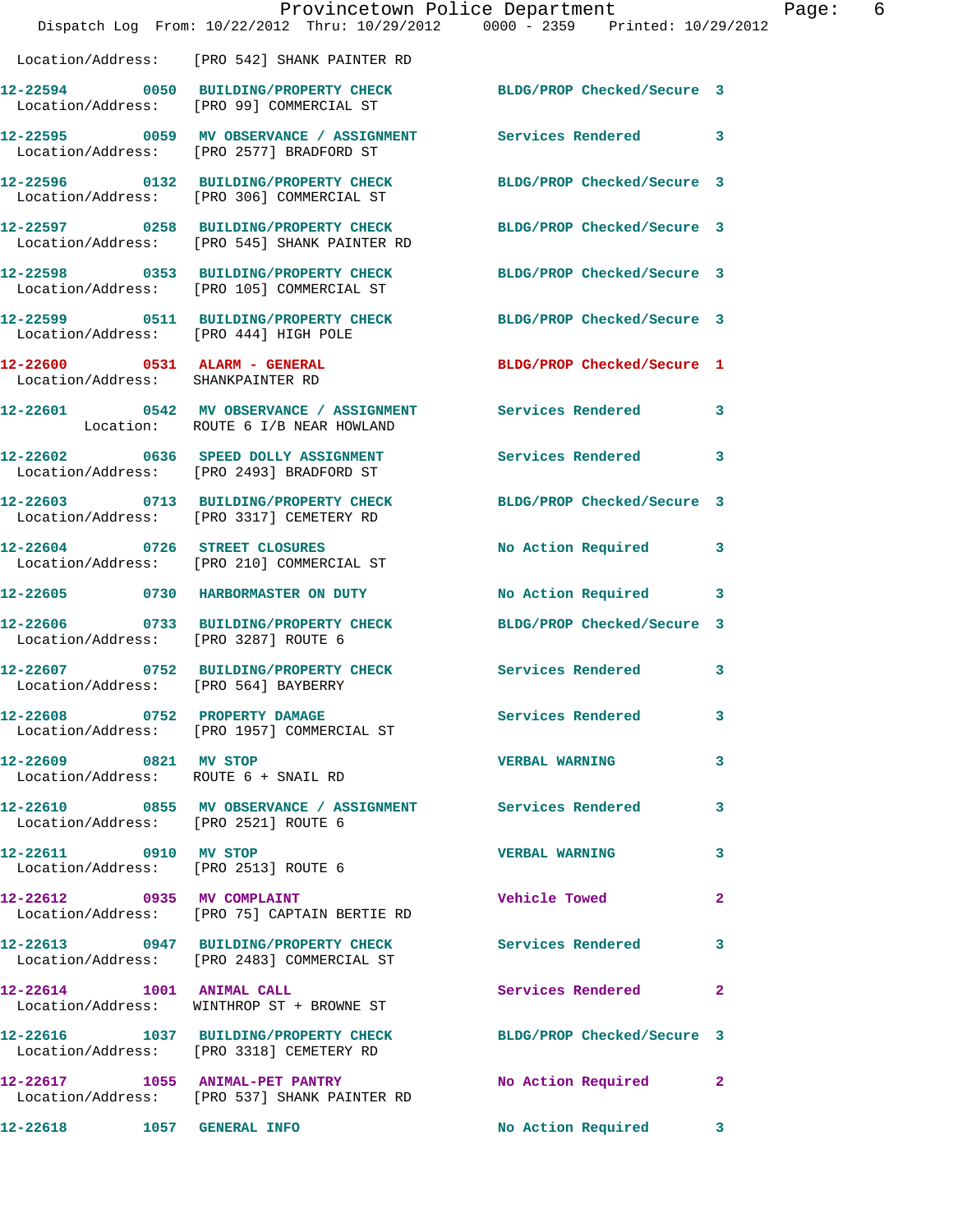Location/Address: [PRO 542] SHANK PAINTER RD

| Call # | Time | Call Type | Action | Priority |
|---|---|---|---|---|
| 12-22594 | 0050 | BUILDING/PROPERTY CHECK | BLDG/PROP Checked/Secure | 3 |
| | | Location/Address: [PRO 99] COMMERCIAL ST | | |
| 12-22595 | 0059 | MV OBSERVANCE / ASSIGNMENT | Services Rendered | 3 |
| | | Location/Address: [PRO 2577] BRADFORD ST | | |
| 12-22596 | 0132 | BUILDING/PROPERTY CHECK | BLDG/PROP Checked/Secure | 3 |
| | | Location/Address: [PRO 306] COMMERCIAL ST | | |
| 12-22597 | 0258 | BUILDING/PROPERTY CHECK | BLDG/PROP Checked/Secure | 3 |
| | | Location/Address: [PRO 545] SHANK PAINTER RD | | |
| 12-22598 | 0353 | BUILDING/PROPERTY CHECK | BLDG/PROP Checked/Secure | 3 |
| | | Location/Address: [PRO 105] COMMERCIAL ST | | |
| 12-22599 | 0511 | BUILDING/PROPERTY CHECK | BLDG/PROP Checked/Secure | 3 |
| | | Location/Address: [PRO 444] HIGH POLE | | |
| 12-22600 | 0531 | ALARM - GENERAL | BLDG/PROP Checked/Secure | 1 |
| | | Location/Address: SHANKPAINTER RD | | |
| 12-22601 | 0542 | MV OBSERVANCE / ASSIGNMENT | Services Rendered | 3 |
| | | Location: ROUTE 6 I/B NEAR HOWLAND | | |
| 12-22602 | 0636 | SPEED DOLLY ASSIGNMENT | Services Rendered | 3 |
| | | Location/Address: [PRO 2493] BRADFORD ST | | |
| 12-22603 | 0713 | BUILDING/PROPERTY CHECK | BLDG/PROP Checked/Secure | 3 |
| | | Location/Address: [PRO 3317] CEMETERY RD | | |
| 12-22604 | 0726 | STREET CLOSURES | No Action Required | 3 |
| | | Location/Address: [PRO 210] COMMERCIAL ST | | |
| 12-22605 | 0730 | HARBORMASTER ON DUTY | No Action Required | 3 |
| 12-22606 | 0733 | BUILDING/PROPERTY CHECK | BLDG/PROP Checked/Secure | 3 |
| | | Location/Address: [PRO 3287] ROUTE 6 | | |
| 12-22607 | 0752 | BUILDING/PROPERTY CHECK | Services Rendered | 3 |
| | | Location/Address: [PRO 564] BAYBERRY | | |
| 12-22608 | 0752 | PROPERTY DAMAGE | Services Rendered | 3 |
| | | Location/Address: [PRO 1957] COMMERCIAL ST | | |
| 12-22609 | 0821 | MV STOP | VERBAL WARNING | 3 |
| | | Location/Address: ROUTE 6 + SNAIL RD | | |
| 12-22610 | 0855 | MV OBSERVANCE / ASSIGNMENT | Services Rendered | 3 |
| | | Location/Address: [PRO 2521] ROUTE 6 | | |
| 12-22611 | 0910 | MV STOP | VERBAL WARNING | 3 |
| | | Location/Address: [PRO 2513] ROUTE 6 | | |
| 12-22612 | 0935 | MV COMPLAINT | Vehicle Towed | 2 |
| | | Location/Address: [PRO 75] CAPTAIN BERTIE RD | | |
| 12-22613 | 0947 | BUILDING/PROPERTY CHECK | Services Rendered | 3 |
| | | Location/Address: [PRO 2483] COMMERCIAL ST | | |
| 12-22614 | 1001 | ANIMAL CALL | Services Rendered | 2 |
| | | Location/Address: WINTHROP ST + BROWNE ST | | |
| 12-22616 | 1037 | BUILDING/PROPERTY CHECK | BLDG/PROP Checked/Secure | 3 |
| | | Location/Address: [PRO 3318] CEMETERY RD | | |
| 12-22617 | 1055 | ANIMAL-PET PANTRY | No Action Required | 2 |
| | | Location/Address: [PRO 537] SHANK PAINTER RD | | |
| 12-22618 | 1057 | GENERAL INFO | No Action Required | 3 |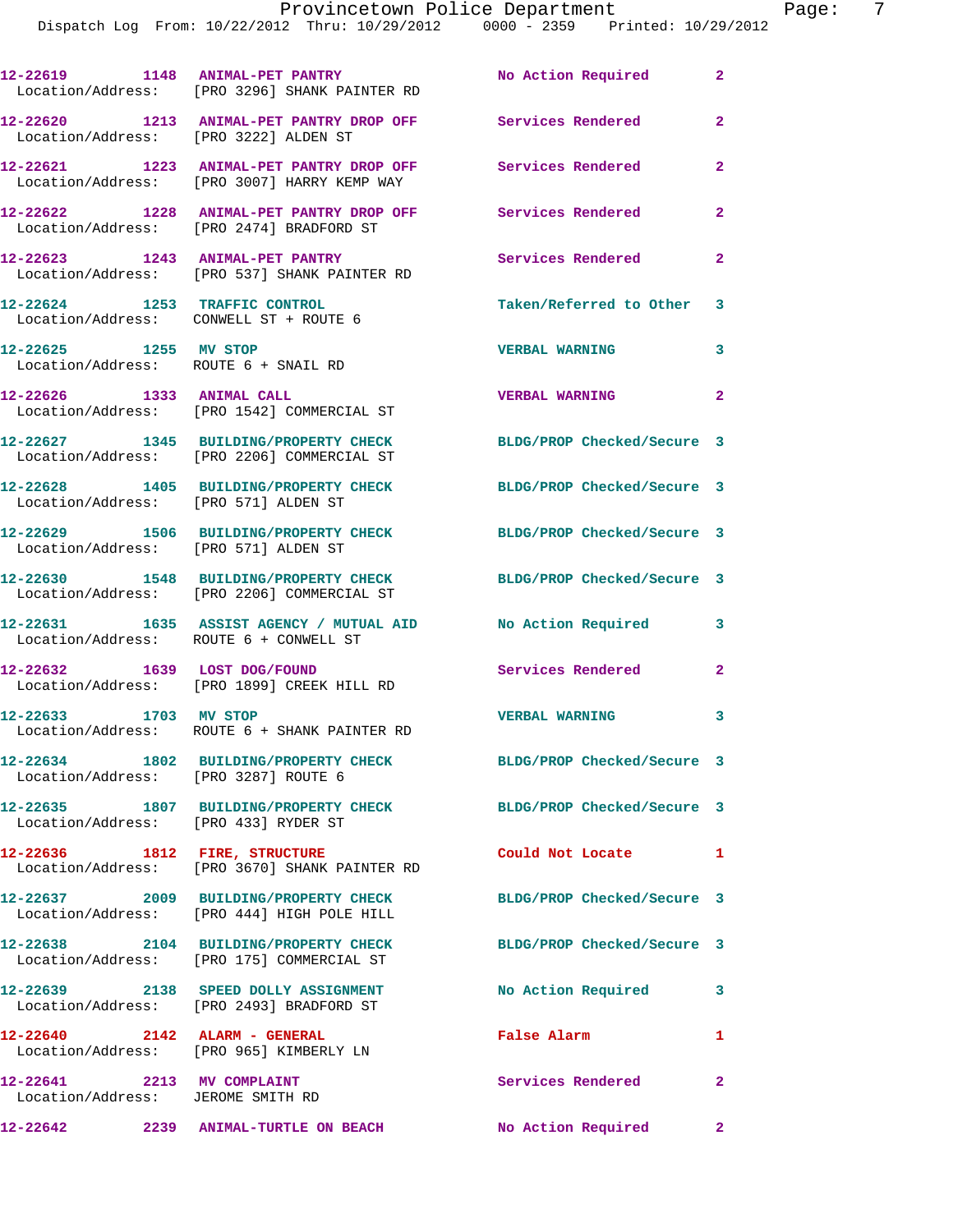| Call Number | Time | Call Type | Disposition | Priority |
|---|---|---|---|---|
| 12-22619 | 1148 | ANIMAL-PET PANTRY | No Action Required | 2 |
| Location/Address: | [PRO 3296] SHANK PAINTER RD | | | |
| 12-22620 | 1213 | ANIMAL-PET PANTRY DROP OFF | Services Rendered | 2 |
| Location/Address: | [PRO 3222] ALDEN ST | | | |
| 12-22621 | 1223 | ANIMAL-PET PANTRY DROP OFF | Services Rendered | 2 |
| Location/Address: | [PRO 3007] HARRY KEMP WAY | | | |
| 12-22622 | 1228 | ANIMAL-PET PANTRY DROP OFF | Services Rendered | 2 |
| Location/Address: | [PRO 2474] BRADFORD ST | | | |
| 12-22623 | 1243 | ANIMAL-PET PANTRY | Services Rendered | 2 |
| Location/Address: | [PRO 537] SHANK PAINTER RD | | | |
| 12-22624 | 1253 | TRAFFIC CONTROL | Taken/Referred to Other | 3 |
| Location/Address: | CONWELL ST + ROUTE 6 | | | |
| 12-22625 | 1255 | MV STOP | VERBAL WARNING | 3 |
| Location/Address: | ROUTE 6 + SNAIL RD | | | |
| 12-22626 | 1333 | ANIMAL CALL | VERBAL WARNING | 2 |
| Location/Address: | [PRO 1542] COMMERCIAL ST | | | |
| 12-22627 | 1345 | BUILDING/PROPERTY CHECK | BLDG/PROP Checked/Secure | 3 |
| Location/Address: | [PRO 2206] COMMERCIAL ST | | | |
| 12-22628 | 1405 | BUILDING/PROPERTY CHECK | BLDG/PROP Checked/Secure | 3 |
| Location/Address: | [PRO 571] ALDEN ST | | | |
| 12-22629 | 1506 | BUILDING/PROPERTY CHECK | BLDG/PROP Checked/Secure | 3 |
| Location/Address: | [PRO 571] ALDEN ST | | | |
| 12-22630 | 1548 | BUILDING/PROPERTY CHECK | BLDG/PROP Checked/Secure | 3 |
| Location/Address: | [PRO 2206] COMMERCIAL ST | | | |
| 12-22631 | 1635 | ASSIST AGENCY / MUTUAL AID | No Action Required | 3 |
| Location/Address: | ROUTE 6 + CONWELL ST | | | |
| 12-22632 | 1639 | LOST DOG/FOUND | Services Rendered | 2 |
| Location/Address: | [PRO 1899] CREEK HILL RD | | | |
| 12-22633 | 1703 | MV STOP | VERBAL WARNING | 3 |
| Location/Address: | ROUTE 6 + SHANK PAINTER RD | | | |
| 12-22634 | 1802 | BUILDING/PROPERTY CHECK | BLDG/PROP Checked/Secure | 3 |
| Location/Address: | [PRO 3287] ROUTE 6 | | | |
| 12-22635 | 1807 | BUILDING/PROPERTY CHECK | BLDG/PROP Checked/Secure | 3 |
| Location/Address: | [PRO 433] RYDER ST | | | |
| 12-22636 | 1812 | FIRE, STRUCTURE | Could Not Locate | 1 |
| Location/Address: | [PRO 3670] SHANK PAINTER RD | | | |
| 12-22637 | 2009 | BUILDING/PROPERTY CHECK | BLDG/PROP Checked/Secure | 3 |
| Location/Address: | [PRO 444] HIGH POLE HILL | | | |
| 12-22638 | 2104 | BUILDING/PROPERTY CHECK | BLDG/PROP Checked/Secure | 3 |
| Location/Address: | [PRO 175] COMMERCIAL ST | | | |
| 12-22639 | 2138 | SPEED DOLLY ASSIGNMENT | No Action Required | 3 |
| Location/Address: | [PRO 2493] BRADFORD ST | | | |
| 12-22640 | 2142 | ALARM - GENERAL | False Alarm | 1 |
| Location/Address: | [PRO 965] KIMBERLY LN | | | |
| 12-22641 | 2213 | MV COMPLAINT | Services Rendered | 2 |
| Location/Address: | JEROME SMITH RD | | | |
| 12-22642 | 2239 | ANIMAL-TURTLE ON BEACH | No Action Required | 2 |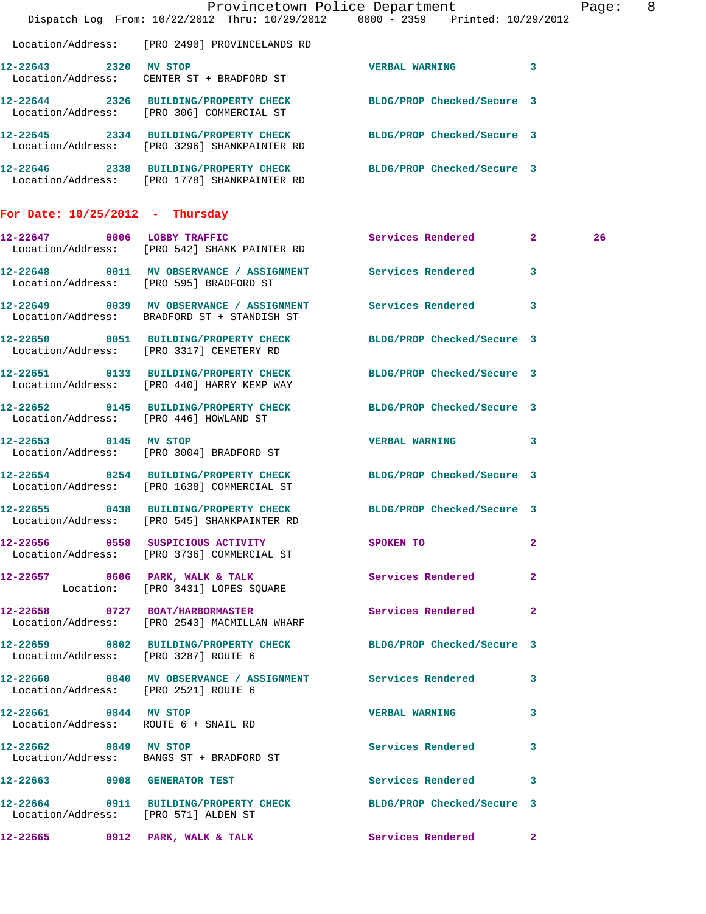Location/Address: [PRO 2490] PROVINCELANDS RD

12-22643 2320 MV STOP VERBAL WARNING 3
Location/Address: CENTER ST + BRADFORD ST

12-22644 2326 BUILDING/PROPERTY CHECK BLDG/PROP Checked/Secure 3
Location/Address: [PRO 306] COMMERCIAL ST

12-22645 2334 BUILDING/PROPERTY CHECK BLDG/PROP Checked/Secure 3
Location/Address: [PRO 3296] SHANKPAINTER RD

12-22646 2338 BUILDING/PROPERTY CHECK BLDG/PROP Checked/Secure 3
Location/Address: [PRO 1778] SHANKPAINTER RD

## For Date: 10/25/2012 - Thursday

12-22647 0006 LOBBY TRAFFIC Services Rendered 2 26
Location/Address: [PRO 542] SHANK PAINTER RD

12-22648 0011 MV OBSERVANCE / ASSIGNMENT Services Rendered 3
Location/Address: [PRO 595] BRADFORD ST

12-22649 0039 MV OBSERVANCE / ASSIGNMENT Services Rendered 3
Location/Address: BRADFORD ST + STANDISH ST

12-22650 0051 BUILDING/PROPERTY CHECK BLDG/PROP Checked/Secure 3
Location/Address: [PRO 3317] CEMETERY RD

12-22651 0133 BUILDING/PROPERTY CHECK BLDG/PROP Checked/Secure 3
Location/Address: [PRO 440] HARRY KEMP WAY

12-22652 0145 BUILDING/PROPERTY CHECK BLDG/PROP Checked/Secure 3
Location/Address: [PRO 446] HOWLAND ST

12-22653 0145 MV STOP VERBAL WARNING 3
Location/Address: [PRO 3004] BRADFORD ST

12-22654 0254 BUILDING/PROPERTY CHECK BLDG/PROP Checked/Secure 3
Location/Address: [PRO 1638] COMMERCIAL ST

12-22655 0438 BUILDING/PROPERTY CHECK BLDG/PROP Checked/Secure 3
Location/Address: [PRO 545] SHANKPAINTER RD

12-22656 0558 SUSPICIOUS ACTIVITY SPOKEN TO 2
Location/Address: [PRO 3736] COMMERCIAL ST

12-22657 0606 PARK, WALK & TALK Services Rendered 2
Location: [PRO 3431] LOPES SQUARE

12-22658 0727 BOAT/HARBORMASTER Services Rendered 2
Location/Address: [PRO 2543] MACMILLAN WHARF

12-22659 0802 BUILDING/PROPERTY CHECK BLDG/PROP Checked/Secure 3
Location/Address: [PRO 3287] ROUTE 6

12-22660 0840 MV OBSERVANCE / ASSIGNMENT Services Rendered 3
Location/Address: [PRO 2521] ROUTE 6

12-22661 0844 MV STOP VERBAL WARNING 3
Location/Address: ROUTE 6 + SNAIL RD

12-22662 0849 MV STOP Services Rendered 3
Location/Address: BANGS ST + BRADFORD ST

12-22663 0908 GENERATOR TEST Services Rendered 3

12-22664 0911 BUILDING/PROPERTY CHECK BLDG/PROP Checked/Secure 3
Location/Address: [PRO 571] ALDEN ST

12-22665 0912 PARK, WALK & TALK Services Rendered 2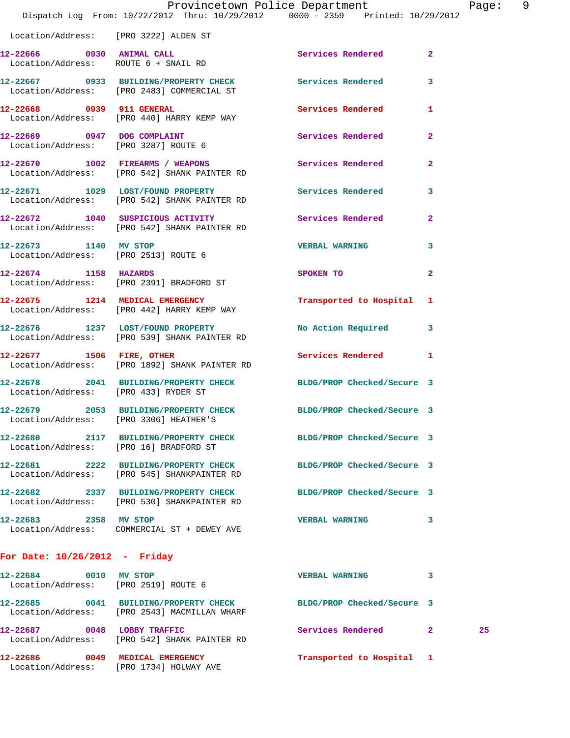Location/Address: [PRO 3222] ALDEN ST

12-22666 0930 ANIMAL CALL Services Rendered 2
Location/Address: ROUTE 6 + SNAIL RD

12-22667 0933 BUILDING/PROPERTY CHECK Services Rendered 3
Location/Address: [PRO 2483] COMMERCIAL ST

12-22668 0939 911 GENERAL Services Rendered 1
Location/Address: [PRO 440] HARRY KEMP WAY

12-22669 0947 DOG COMPLAINT Services Rendered 2
Location/Address: [PRO 3287] ROUTE 6

12-22670 1002 FIREARMS / WEAPONS Services Rendered 2
Location/Address: [PRO 542] SHANK PAINTER RD

12-22671 1029 LOST/FOUND PROPERTY Services Rendered 3
Location/Address: [PRO 542] SHANK PAINTER RD

12-22672 1040 SUSPICIOUS ACTIVITY Services Rendered 2
Location/Address: [PRO 542] SHANK PAINTER RD

12-22673 1140 MV STOP VERBAL WARNING 3
Location/Address: [PRO 2513] ROUTE 6

12-22674 1158 HAZARDS SPOKEN TO 2
Location/Address: [PRO 2391] BRADFORD ST

12-22675 1214 MEDICAL EMERGENCY Transported to Hospital 1
Location/Address: [PRO 442] HARRY KEMP WAY

12-22676 1237 LOST/FOUND PROPERTY No Action Required 3
Location/Address: [PRO 539] SHANK PAINTER RD

12-22677 1506 FIRE, OTHER Services Rendered 1
Location/Address: [PRO 1892] SHANK PAINTER RD

12-22678 2041 BUILDING/PROPERTY CHECK BLDG/PROP Checked/Secure 3
Location/Address: [PRO 433] RYDER ST

12-22679 2053 BUILDING/PROPERTY CHECK BLDG/PROP Checked/Secure 3
Location/Address: [PRO 3306] HEATHER'S

12-22680 2117 BUILDING/PROPERTY CHECK BLDG/PROP Checked/Secure 3
Location/Address: [PRO 16] BRADFORD ST

12-22681 2222 BUILDING/PROPERTY CHECK BLDG/PROP Checked/Secure 3
Location/Address: [PRO 545] SHANKPAINTER RD

12-22682 2337 BUILDING/PROPERTY CHECK BLDG/PROP Checked/Secure 3
Location/Address: [PRO 530] SHANKPAINTER RD

12-22683 2358 MV STOP VERBAL WARNING 3
Location/Address: COMMERCIAL ST + DEWEY AVE

## For Date: 10/26/2012 - Friday

12-22684 0010 MV STOP VERBAL WARNING 3
Location/Address: [PRO 2519] ROUTE 6

12-22685 0041 BUILDING/PROPERTY CHECK BLDG/PROP Checked/Secure 3
Location/Address: [PRO 2543] MACMILLAN WHARF

12-22687 0048 LOBBY TRAFFIC Services Rendered 2 25
Location/Address: [PRO 542] SHANK PAINTER RD

12-22686 0049 MEDICAL EMERGENCY Transported to Hospital 1
Location/Address: [PRO 1734] HOLWAY AVE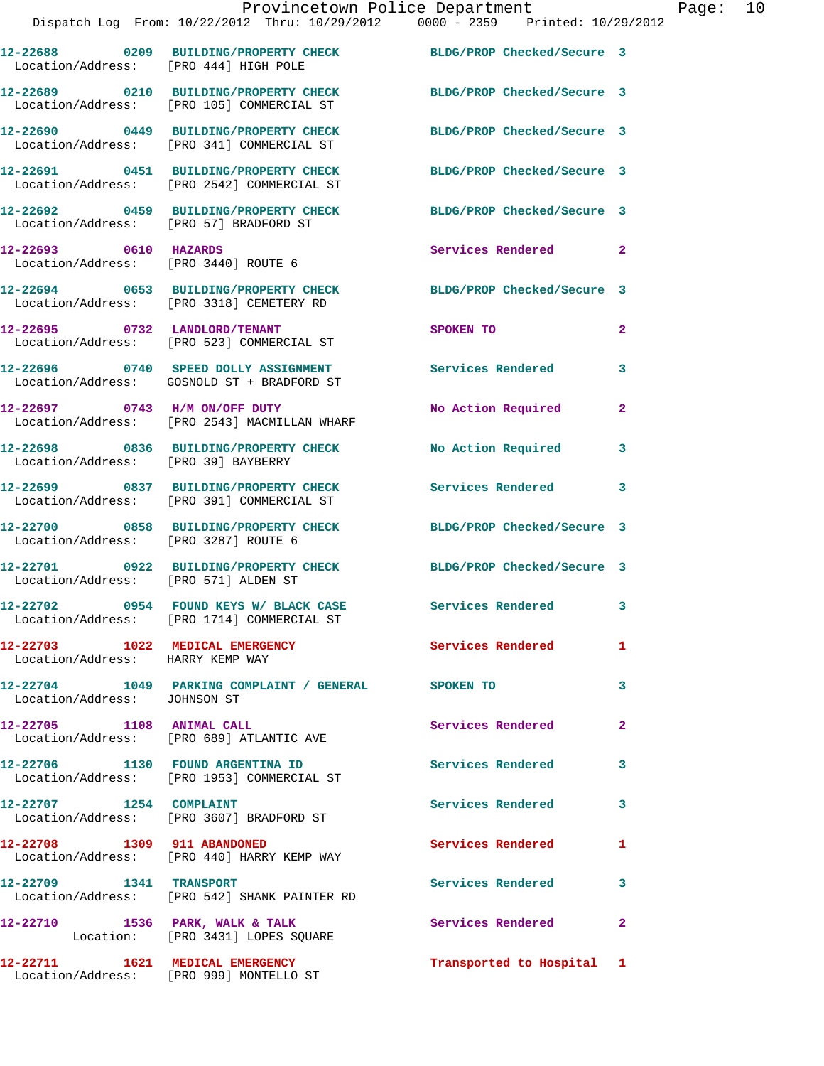12-22688 0209 BUILDING/PROPERTY CHECK BLDG/PROP Checked/Secure 3
Location/Address: [PRO 444] HIGH POLE

12-22689 0210 BUILDING/PROPERTY CHECK BLDG/PROP Checked/Secure 3
Location/Address: [PRO 105] COMMERCIAL ST

12-22690 0449 BUILDING/PROPERTY CHECK BLDG/PROP Checked/Secure 3
Location/Address: [PRO 341] COMMERCIAL ST

12-22691 0451 BUILDING/PROPERTY CHECK BLDG/PROP Checked/Secure 3
Location/Address: [PRO 2542] COMMERCIAL ST

12-22692 0459 BUILDING/PROPERTY CHECK BLDG/PROP Checked/Secure 3
Location/Address: [PRO 57] BRADFORD ST

12-22693 0610 HAZARDS Services Rendered 2
Location/Address: [PRO 3440] ROUTE 6

12-22694 0653 BUILDING/PROPERTY CHECK BLDG/PROP Checked/Secure 3
Location/Address: [PRO 3318] CEMETERY RD

12-22695 0732 LANDLORD/TENANT SPOKEN TO 2
Location/Address: [PRO 523] COMMERCIAL ST

12-22696 0740 SPEED DOLLY ASSIGNMENT Services Rendered 3
Location/Address: GOSNOLD ST + BRADFORD ST

12-22697 0743 H/M ON/OFF DUTY No Action Required 2
Location/Address: [PRO 2543] MACMILLAN WHARF

12-22698 0836 BUILDING/PROPERTY CHECK No Action Required 3
Location/Address: [PRO 39] BAYBERRY

12-22699 0837 BUILDING/PROPERTY CHECK Services Rendered 3
Location/Address: [PRO 391] COMMERCIAL ST

12-22700 0858 BUILDING/PROPERTY CHECK BLDG/PROP Checked/Secure 3
Location/Address: [PRO 3287] ROUTE 6

12-22701 0922 BUILDING/PROPERTY CHECK BLDG/PROP Checked/Secure 3
Location/Address: [PRO 571] ALDEN ST

12-22702 0954 FOUND KEYS W/ BLACK CASE Services Rendered 3
Location/Address: [PRO 1714] COMMERCIAL ST

12-22703 1022 MEDICAL EMERGENCY Services Rendered 1
Location/Address: HARRY KEMP WAY

12-22704 1049 PARKING COMPLAINT / GENERAL SPOKEN TO 3
Location/Address: JOHNSON ST

12-22705 1108 ANIMAL CALL Services Rendered 2
Location/Address: [PRO 689] ATLANTIC AVE

12-22706 1130 FOUND ARGENTINA ID Services Rendered 3
Location/Address: [PRO 1953] COMMERCIAL ST

12-22707 1254 COMPLAINT Services Rendered 3
Location/Address: [PRO 3607] BRADFORD ST

12-22708 1309 911 ABANDONED Services Rendered 1
Location/Address: [PRO 440] HARRY KEMP WAY

12-22709 1341 TRANSPORT Services Rendered 3
Location/Address: [PRO 542] SHANK PAINTER RD

12-22710 1536 PARK, WALK & TALK Services Rendered 2
Location: [PRO 3431] LOPES SQUARE

12-22711 1621 MEDICAL EMERGENCY Transported to Hospital 1
Location/Address: [PRO 999] MONTELLO ST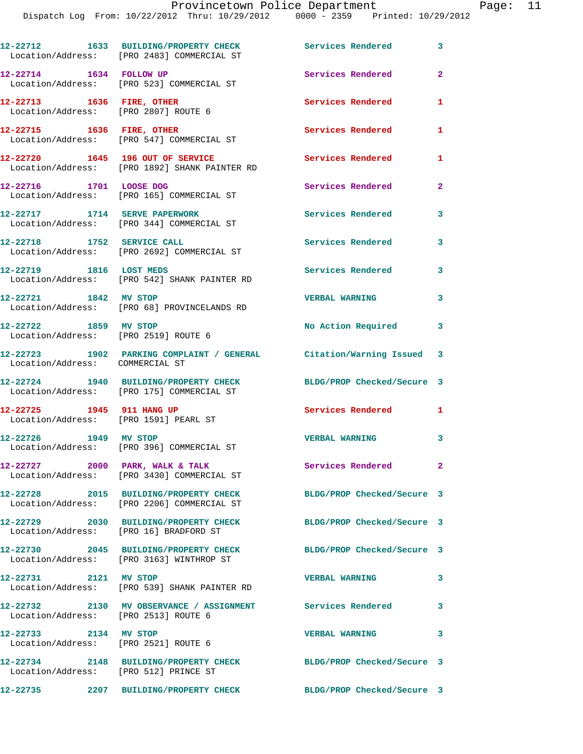| Call Number | Time | Call Reason | Action | Priority |
|---|---|---|---|---|
| 12-22712 | 1633 | BUILDING/PROPERTY CHECK | Services Rendered | 3 |
| Location/Address: [PRO 2483] COMMERCIAL ST | | | | |
| 12-22714 | 1634 | FOLLOW UP | Services Rendered | 2 |
| Location/Address: [PRO 523] COMMERCIAL ST | | | | |
| 12-22713 | 1636 | FIRE, OTHER | Services Rendered | 1 |
| Location/Address: [PRO 2807] ROUTE 6 | | | | |
| 12-22715 | 1636 | FIRE, OTHER | Services Rendered | 1 |
| Location/Address: [PRO 547] COMMERCIAL ST | | | | |
| 12-22720 | 1645 | 196 OUT OF SERVICE | Services Rendered | 1 |
| Location/Address: [PRO 1892] SHANK PAINTER RD | | | | |
| 12-22716 | 1701 | LOOSE DOG | Services Rendered | 2 |
| Location/Address: [PRO 165] COMMERCIAL ST | | | | |
| 12-22717 | 1714 | SERVE PAPERWORK | Services Rendered | 3 |
| Location/Address: [PRO 344] COMMERCIAL ST | | | | |
| 12-22718 | 1752 | SERVICE CALL | Services Rendered | 3 |
| Location/Address: [PRO 2692] COMMERCIAL ST | | | | |
| 12-22719 | 1816 | LOST MEDS | Services Rendered | 3 |
| Location/Address: [PRO 542] SHANK PAINTER RD | | | | |
| 12-22721 | 1842 | MV STOP | VERBAL WARNING | 3 |
| Location/Address: [PRO 68] PROVINCELANDS RD | | | | |
| 12-22722 | 1859 | MV STOP | No Action Required | 3 |
| Location/Address: [PRO 2519] ROUTE 6 | | | | |
| 12-22723 | 1902 | PARKING COMPLAINT / GENERAL | Citation/Warning Issued | 3 |
| Location/Address: COMMERCIAL ST | | | | |
| 12-22724 | 1940 | BUILDING/PROPERTY CHECK | BLDG/PROP Checked/Secure | 3 |
| Location/Address: [PRO 175] COMMERCIAL ST | | | | |
| 12-22725 | 1945 | 911 HANG UP | Services Rendered | 1 |
| Location/Address: [PRO 1591] PEARL ST | | | | |
| 12-22726 | 1949 | MV STOP | VERBAL WARNING | 3 |
| Location/Address: [PRO 396] COMMERCIAL ST | | | | |
| 12-22727 | 2000 | PARK, WALK & TALK | Services Rendered | 2 |
| Location/Address: [PRO 3430] COMMERCIAL ST | | | | |
| 12-22728 | 2015 | BUILDING/PROPERTY CHECK | BLDG/PROP Checked/Secure | 3 |
| Location/Address: [PRO 2206] COMMERCIAL ST | | | | |
| 12-22729 | 2030 | BUILDING/PROPERTY CHECK | BLDG/PROP Checked/Secure | 3 |
| Location/Address: [PRO 16] BRADFORD ST | | | | |
| 12-22730 | 2045 | BUILDING/PROPERTY CHECK | BLDG/PROP Checked/Secure | 3 |
| Location/Address: [PRO 3163] WINTHROP ST | | | | |
| 12-22731 | 2121 | MV STOP | VERBAL WARNING | 3 |
| Location/Address: [PRO 539] SHANK PAINTER RD | | | | |
| 12-22732 | 2130 | MV OBSERVANCE / ASSIGNMENT | Services Rendered | 3 |
| Location/Address: [PRO 2513] ROUTE 6 | | | | |
| 12-22733 | 2134 | MV STOP | VERBAL WARNING | 3 |
| Location/Address: [PRO 2521] ROUTE 6 | | | | |
| 12-22734 | 2148 | BUILDING/PROPERTY CHECK | BLDG/PROP Checked/Secure | 3 |
| Location/Address: [PRO 512] PRINCE ST | | | | |
| 12-22735 | 2207 | BUILDING/PROPERTY CHECK | BLDG/PROP Checked/Secure | 3 |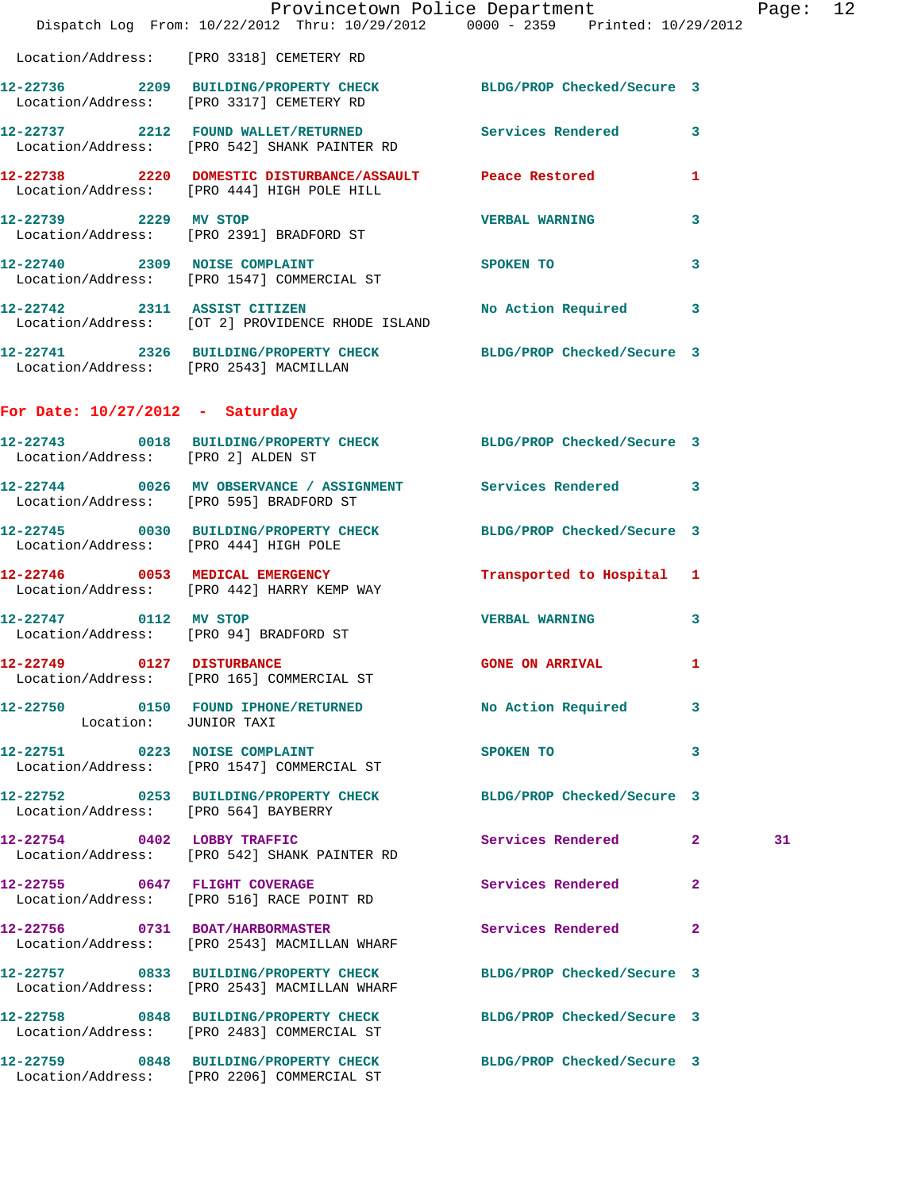Location/Address: [PRO 3318] CEMETERY RD

12-22736 2209 BUILDING/PROPERTY CHECK BLDG/PROP Checked/Secure 3
Location/Address: [PRO 3317] CEMETERY RD

12-22737 2212 FOUND WALLET/RETURNED Services Rendered 3
Location/Address: [PRO 542] SHANK PAINTER RD

12-22738 2220 DOMESTIC DISTURBANCE/ASSAULT Peace Restored 1
Location/Address: [PRO 444] HIGH POLE HILL

12-22739 2229 MV STOP VERBAL WARNING 3
Location/Address: [PRO 2391] BRADFORD ST

12-22740 2309 NOISE COMPLAINT SPOKEN TO 3
Location/Address: [PRO 1547] COMMERCIAL ST

12-22742 2311 ASSIST CITIZEN No Action Required 3
Location/Address: [OT 2] PROVIDENCE RHODE ISLAND

12-22741 2326 BUILDING/PROPERTY CHECK BLDG/PROP Checked/Secure 3
Location/Address: [PRO 2543] MACMILLAN

## For Date: 10/27/2012 - Saturday

12-22743 0018 BUILDING/PROPERTY CHECK BLDG/PROP Checked/Secure 3
Location/Address: [PRO 2] ALDEN ST

12-22744 0026 MV OBSERVANCE / ASSIGNMENT Services Rendered 3
Location/Address: [PRO 595] BRADFORD ST

12-22745 0030 BUILDING/PROPERTY CHECK BLDG/PROP Checked/Secure 3
Location/Address: [PRO 444] HIGH POLE

12-22746 0053 MEDICAL EMERGENCY Transported to Hospital 1
Location/Address: [PRO 442] HARRY KEMP WAY

12-22747 0112 MV STOP VERBAL WARNING 3
Location/Address: [PRO 94] BRADFORD ST

12-22749 0127 DISTURBANCE GONE ON ARRIVAL 1
Location/Address: [PRO 165] COMMERCIAL ST

12-22750 0150 FOUND IPHONE/RETURNED No Action Required 3
Location: JUNIOR TAXI

12-22751 0223 NOISE COMPLAINT SPOKEN TO 3
Location/Address: [PRO 1547] COMMERCIAL ST

12-22752 0253 BUILDING/PROPERTY CHECK BLDG/PROP Checked/Secure 3
Location/Address: [PRO 564] BAYBERRY

12-22754 0402 LOBBY TRAFFIC Services Rendered 2 31
Location/Address: [PRO 542] SHANK PAINTER RD

12-22755 0647 FLIGHT COVERAGE Services Rendered 2
Location/Address: [PRO 516] RACE POINT RD

12-22756 0731 BOAT/HARBORMASTER Services Rendered 2
Location/Address: [PRO 2543] MACMILLAN WHARF

12-22757 0833 BUILDING/PROPERTY CHECK BLDG/PROP Checked/Secure 3
Location/Address: [PRO 2543] MACMILLAN WHARF

12-22758 0848 BUILDING/PROPERTY CHECK BLDG/PROP Checked/Secure 3
Location/Address: [PRO 2483] COMMERCIAL ST

12-22759 0848 BUILDING/PROPERTY CHECK BLDG/PROP Checked/Secure 3
Location/Address: [PRO 2206] COMMERCIAL ST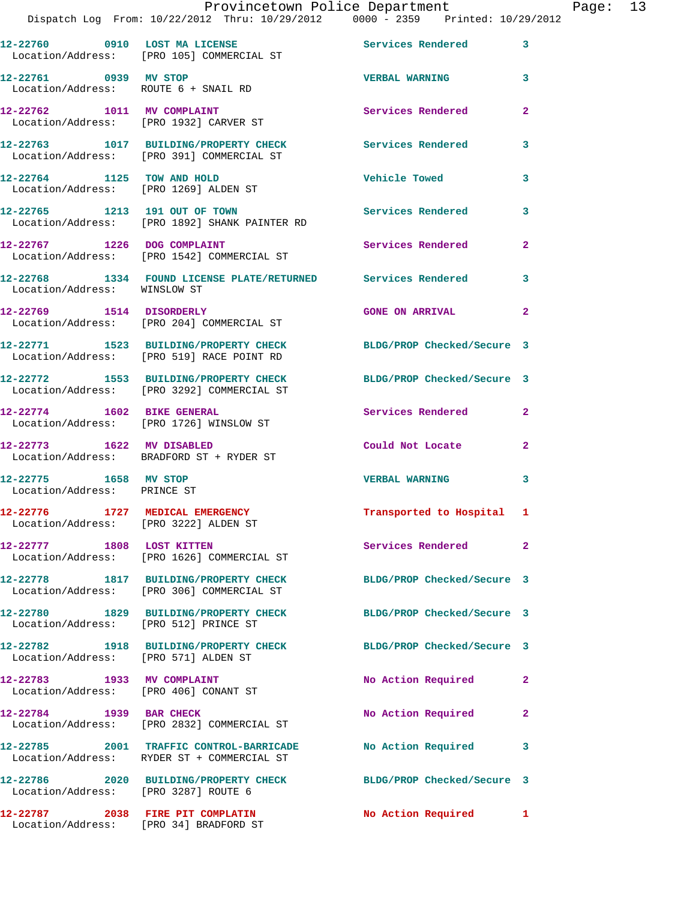12-22760 0910 LOST MA LICENSE Services Rendered 3
Location/Address: [PRO 105] COMMERCIAL ST

12-22761 0939 MV STOP VERBAL WARNING 3
Location/Address: ROUTE 6 + SNAIL RD

12-22762 1011 MV COMPLAINT Services Rendered 2
Location/Address: [PRO 1932] CARVER ST

12-22763 1017 BUILDING/PROPERTY CHECK Services Rendered 3
Location/Address: [PRO 391] COMMERCIAL ST

12-22764 1125 TOW AND HOLD Vehicle Towed 3
Location/Address: [PRO 1269] ALDEN ST

12-22765 1213 191 OUT OF TOWN Services Rendered 3
Location/Address: [PRO 1892] SHANK PAINTER RD

12-22767 1226 DOG COMPLAINT Services Rendered 2
Location/Address: [PRO 1542] COMMERCIAL ST

12-22768 1334 FOUND LICENSE PLATE/RETURNED Services Rendered 3
Location/Address: WINSLOW ST

12-22769 1514 DISORDERLY GONE ON ARRIVAL 2
Location/Address: [PRO 204] COMMERCIAL ST

12-22771 1523 BUILDING/PROPERTY CHECK BLDG/PROP Checked/Secure 3
Location/Address: [PRO 519] RACE POINT RD

12-22772 1553 BUILDING/PROPERTY CHECK BLDG/PROP Checked/Secure 3
Location/Address: [PRO 3292] COMMERCIAL ST

12-22774 1602 BIKE GENERAL Services Rendered 2
Location/Address: [PRO 1726] WINSLOW ST

12-22773 1622 MV DISABLED Could Not Locate 2
Location/Address: BRADFORD ST + RYDER ST

12-22775 1658 MV STOP VERBAL WARNING 3
Location/Address: PRINCE ST

12-22776 1727 MEDICAL EMERGENCY Transported to Hospital 1
Location/Address: [PRO 3222] ALDEN ST

12-22777 1808 LOST KITTEN Services Rendered 2
Location/Address: [PRO 1626] COMMERCIAL ST

12-22778 1817 BUILDING/PROPERTY CHECK BLDG/PROP Checked/Secure 3
Location/Address: [PRO 306] COMMERCIAL ST

12-22780 1829 BUILDING/PROPERTY CHECK BLDG/PROP Checked/Secure 3
Location/Address: [PRO 512] PRINCE ST

12-22782 1918 BUILDING/PROPERTY CHECK BLDG/PROP Checked/Secure 3
Location/Address: [PRO 571] ALDEN ST

12-22783 1933 MV COMPLAINT No Action Required 2
Location/Address: [PRO 406] CONANT ST

12-22784 1939 BAR CHECK No Action Required 2
Location/Address: [PRO 2832] COMMERCIAL ST

12-22785 2001 TRAFFIC CONTROL-BARRICADE No Action Required 3
Location/Address: RYDER ST + COMMERCIAL ST

12-22786 2020 BUILDING/PROPERTY CHECK BLDG/PROP Checked/Secure 3
Location/Address: [PRO 3287] ROUTE 6

12-22787 2038 FIRE PIT COMPLATIN No Action Required 1
Location/Address: [PRO 34] BRADFORD ST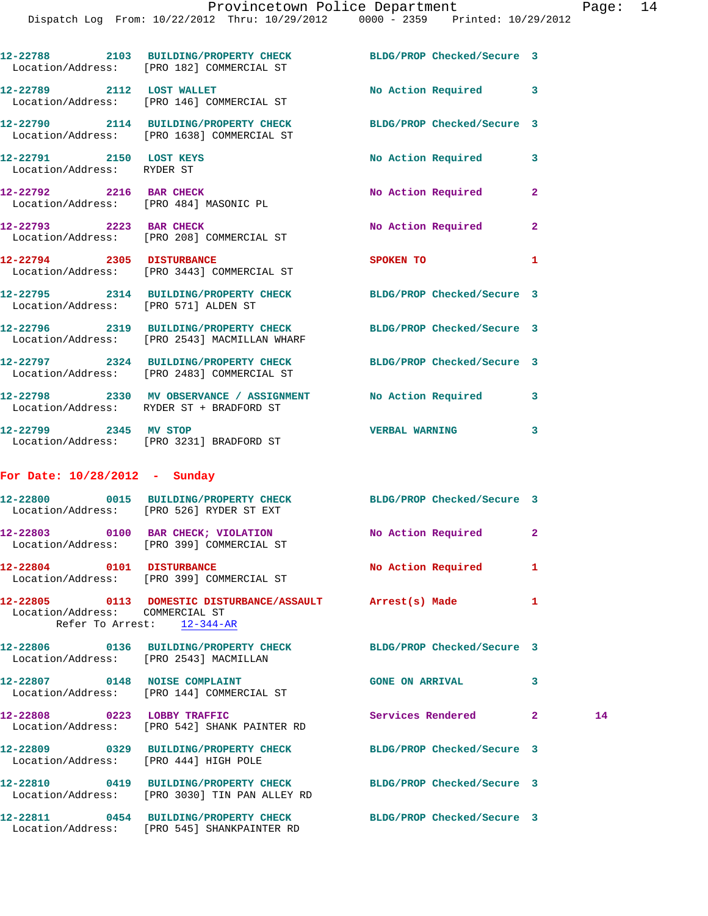12-22788 2103 BUILDING/PROPERTY CHECK BLDG/PROP Checked/Secure 3
Location/Address: [PRO 182] COMMERCIAL ST

12-22789 2112 LOST WALLET No Action Required 3
Location/Address: [PRO 146] COMMERCIAL ST

12-22790 2114 BUILDING/PROPERTY CHECK BLDG/PROP Checked/Secure 3
Location/Address: [PRO 1638] COMMERCIAL ST

12-22791 2150 LOST KEYS No Action Required 3
Location/Address: RYDER ST

12-22792 2216 BAR CHECK No Action Required 2
Location/Address: [PRO 484] MASONIC PL

12-22793 2223 BAR CHECK No Action Required 2
Location/Address: [PRO 208] COMMERCIAL ST

12-22794 2305 DISTURBANCE SPOKEN TO 1
Location/Address: [PRO 3443] COMMERCIAL ST

12-22795 2314 BUILDING/PROPERTY CHECK BLDG/PROP Checked/Secure 3
Location/Address: [PRO 571] ALDEN ST

12-22796 2319 BUILDING/PROPERTY CHECK BLDG/PROP Checked/Secure 3
Location/Address: [PRO 2543] MACMILLAN WHARF

12-22797 2324 BUILDING/PROPERTY CHECK BLDG/PROP Checked/Secure 3
Location/Address: [PRO 2483] COMMERCIAL ST

12-22798 2330 MV OBSERVANCE / ASSIGNMENT No Action Required 3
Location/Address: RYDER ST + BRADFORD ST

12-22799 2345 MV STOP VERBAL WARNING 3
Location/Address: [PRO 3231] BRADFORD ST

## For Date: 10/28/2012 - Sunday

12-22800 0015 BUILDING/PROPERTY CHECK BLDG/PROP Checked/Secure 3
Location/Address: [PRO 526] RYDER ST EXT

12-22803 0100 BAR CHECK; VIOLATION No Action Required 2
Location/Address: [PRO 399] COMMERCIAL ST

12-22804 0101 DISTURBANCE No Action Required 1
Location/Address: [PRO 399] COMMERCIAL ST

12-22805 0113 DOMESTIC DISTURBANCE/ASSAULT Arrest(s) Made 1
Location/Address: COMMERCIAL ST
Refer To Arrest: 12-344-AR

12-22806 0136 BUILDING/PROPERTY CHECK BLDG/PROP Checked/Secure 3
Location/Address: [PRO 2543] MACMILLAN

12-22807 0148 NOISE COMPLAINT GONE ON ARRIVAL 3
Location/Address: [PRO 144] COMMERCIAL ST

12-22808 0223 LOBBY TRAFFIC Services Rendered 2 14
Location/Address: [PRO 542] SHANK PAINTER RD

12-22809 0329 BUILDING/PROPERTY CHECK BLDG/PROP Checked/Secure 3
Location/Address: [PRO 444] HIGH POLE

12-22810 0419 BUILDING/PROPERTY CHECK BLDG/PROP Checked/Secure 3
Location/Address: [PRO 3030] TIN PAN ALLEY RD

12-22811 0454 BUILDING/PROPERTY CHECK BLDG/PROP Checked/Secure 3
Location/Address: [PRO 545] SHANKPAINTER RD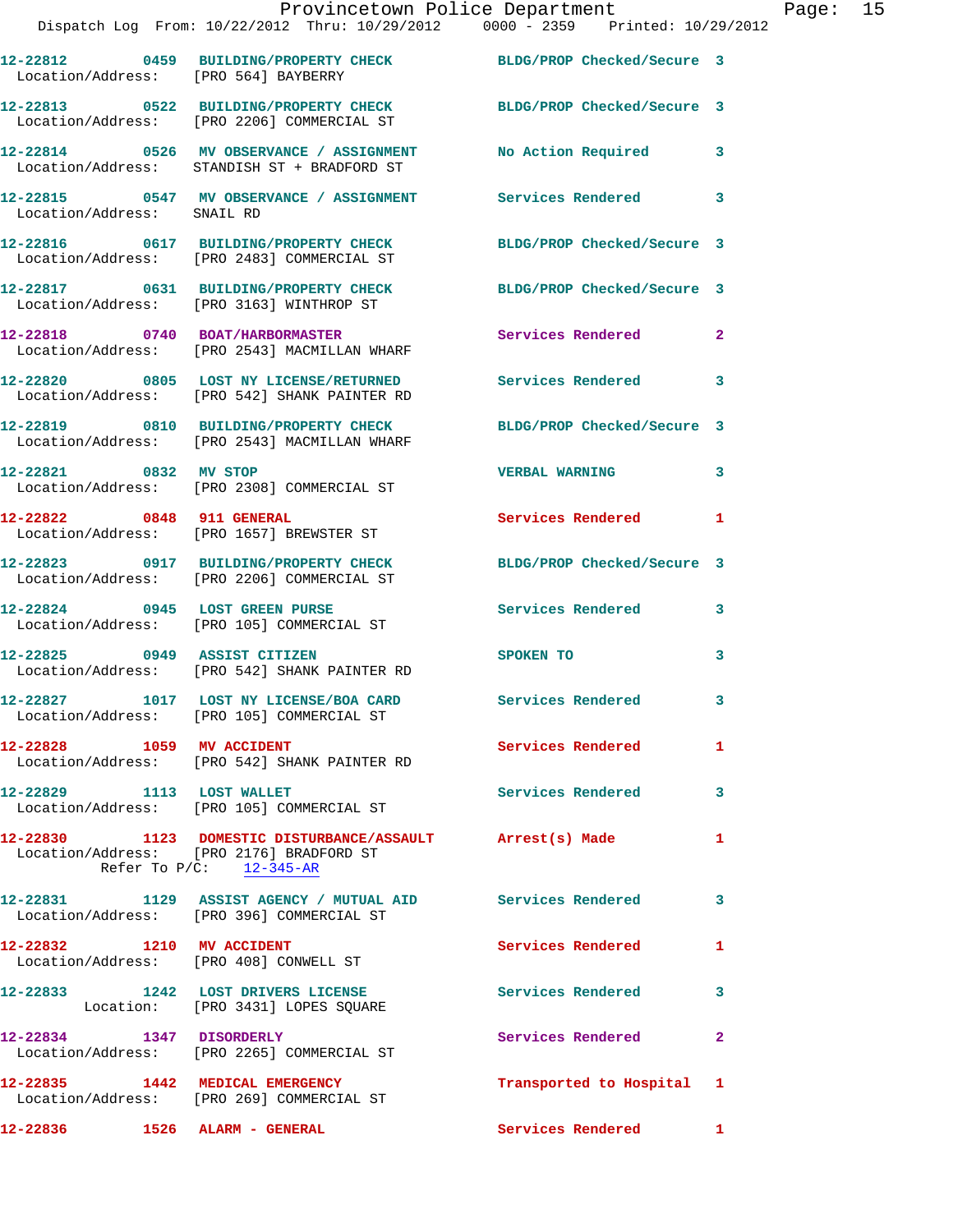12-22812 0459 BUILDING/PROPERTY CHECK BLDG/PROP Checked/Secure 3
Location/Address: [PRO 564] BAYBERRY

12-22813 0522 BUILDING/PROPERTY CHECK BLDG/PROP Checked/Secure 3
Location/Address: [PRO 2206] COMMERCIAL ST

12-22814 0526 MV OBSERVANCE / ASSIGNMENT No Action Required 3
Location/Address: STANDISH ST + BRADFORD ST

12-22815 0547 MV OBSERVANCE / ASSIGNMENT Services Rendered 3
Location/Address: SNAIL RD

12-22816 0617 BUILDING/PROPERTY CHECK BLDG/PROP Checked/Secure 3
Location/Address: [PRO 2483] COMMERCIAL ST

12-22817 0631 BUILDING/PROPERTY CHECK BLDG/PROP Checked/Secure 3
Location/Address: [PRO 3163] WINTHROP ST

12-22818 0740 BOAT/HARBORMASTER Services Rendered 2
Location/Address: [PRO 2543] MACMILLAN WHARF

12-22820 0805 LOST NY LICENSE/RETURNED Services Rendered 3
Location/Address: [PRO 542] SHANK PAINTER RD

12-22819 0810 BUILDING/PROPERTY CHECK BLDG/PROP Checked/Secure 3
Location/Address: [PRO 2543] MACMILLAN WHARF

12-22821 0832 MV STOP VERBAL WARNING 3
Location/Address: [PRO 2308] COMMERCIAL ST

12-22822 0848 911 GENERAL Services Rendered 1
Location/Address: [PRO 1657] BREWSTER ST

12-22823 0917 BUILDING/PROPERTY CHECK BLDG/PROP Checked/Secure 3
Location/Address: [PRO 2206] COMMERCIAL ST

12-22824 0945 LOST GREEN PURSE Services Rendered 3
Location/Address: [PRO 105] COMMERCIAL ST

12-22825 0949 ASSIST CITIZEN SPOKEN TO 3
Location/Address: [PRO 542] SHANK PAINTER RD

12-22827 1017 LOST NY LICENSE/BOA CARD Services Rendered 3
Location/Address: [PRO 105] COMMERCIAL ST

12-22828 1059 MV ACCIDENT Services Rendered 1
Location/Address: [PRO 542] SHANK PAINTER RD

12-22829 1113 LOST WALLET Services Rendered 3
Location/Address: [PRO 105] COMMERCIAL ST

12-22830 1123 DOMESTIC DISTURBANCE/ASSAULT Arrest(s) Made 1
Location/Address: [PRO 2176] BRADFORD ST
Refer To P/C: 12-345-AR

12-22831 1129 ASSIST AGENCY / MUTUAL AID Services Rendered 3
Location/Address: [PRO 396] COMMERCIAL ST

12-22832 1210 MV ACCIDENT Services Rendered 1
Location/Address: [PRO 408] CONWELL ST

12-22833 1242 LOST DRIVERS LICENSE Services Rendered 3
Location: [PRO 3431] LOPES SQUARE

12-22834 1347 DISORDERLY Services Rendered 2
Location/Address: [PRO 2265] COMMERCIAL ST

12-22835 1442 MEDICAL EMERGENCY Transported to Hospital 1
Location/Address: [PRO 269] COMMERCIAL ST

12-22836 1526 ALARM - GENERAL Services Rendered 1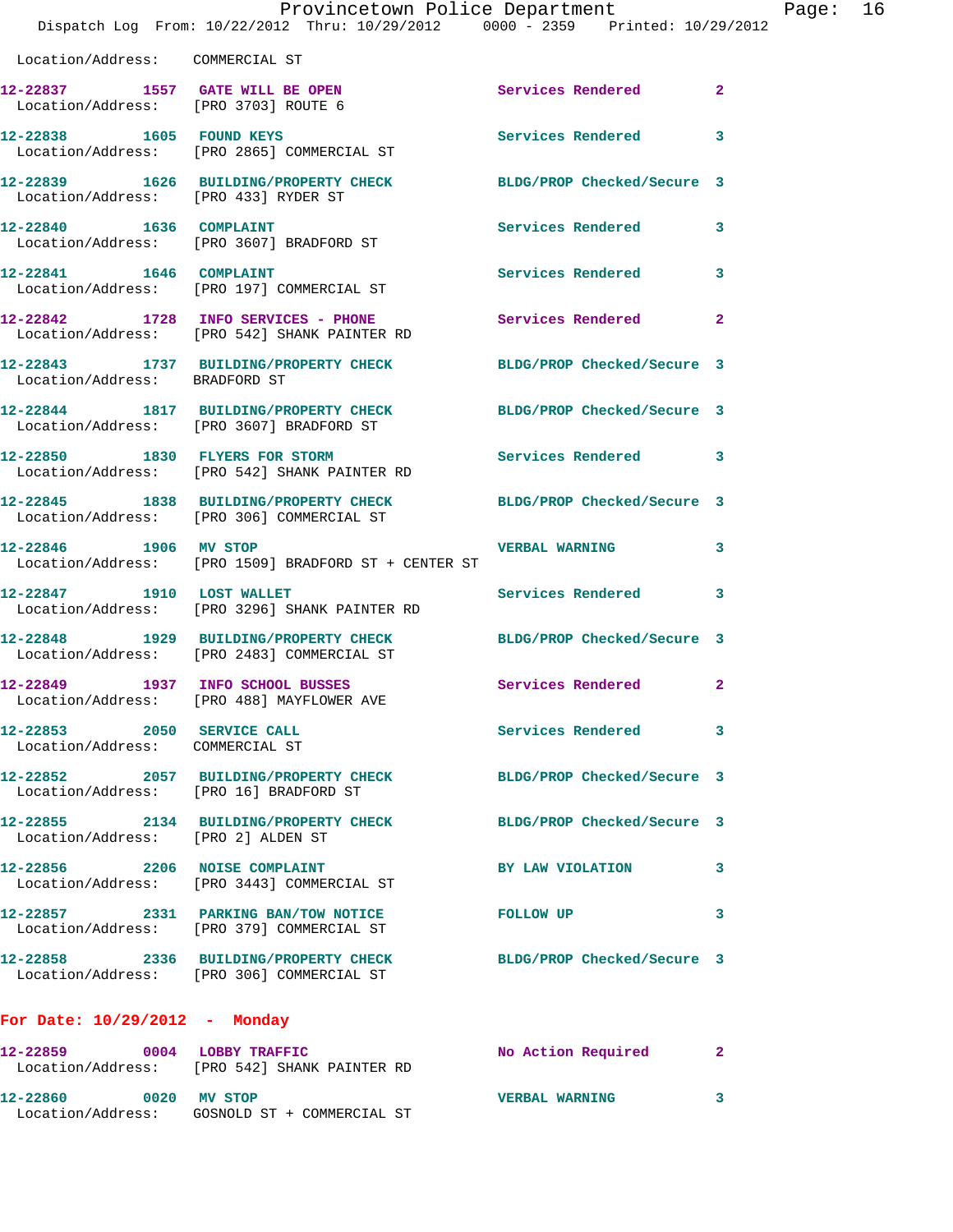Location/Address: COMMERCIAL ST

| Call Number | Time | Call Reason | Action | Priority |
|---|---|---|---|---|
| 12-22837 | 1557 | GATE WILL BE OPEN | Services Rendered | 2 |
| Location/Address: [PRO 3703] ROUTE 6 | | | | |
| 12-22838 | 1605 | FOUND KEYS | Services Rendered | 3 |
| Location/Address: [PRO 2865] COMMERCIAL ST | | | | |
| 12-22839 | 1626 | BUILDING/PROPERTY CHECK | BLDG/PROP Checked/Secure | 3 |
| Location/Address: [PRO 433] RYDER ST | | | | |
| 12-22840 | 1636 | COMPLAINT | Services Rendered | 3 |
| Location/Address: [PRO 3607] BRADFORD ST | | | | |
| 12-22841 | 1646 | COMPLAINT | Services Rendered | 3 |
| Location/Address: [PRO 197] COMMERCIAL ST | | | | |
| 12-22842 | 1728 | INFO SERVICES - PHONE | Services Rendered | 2 |
| Location/Address: [PRO 542] SHANK PAINTER RD | | | | |
| 12-22843 | 1737 | BUILDING/PROPERTY CHECK | BLDG/PROP Checked/Secure | 3 |
| Location/Address: BRADFORD ST | | | | |
| 12-22844 | 1817 | BUILDING/PROPERTY CHECK | BLDG/PROP Checked/Secure | 3 |
| Location/Address: [PRO 3607] BRADFORD ST | | | | |
| 12-22850 | 1830 | FLYERS FOR STORM | Services Rendered | 3 |
| Location/Address: [PRO 542] SHANK PAINTER RD | | | | |
| 12-22845 | 1838 | BUILDING/PROPERTY CHECK | BLDG/PROP Checked/Secure | 3 |
| Location/Address: [PRO 306] COMMERCIAL ST | | | | |
| 12-22846 | 1906 | MV STOP | VERBAL WARNING | 3 |
| Location/Address: [PRO 1509] BRADFORD ST + CENTER ST | | | | |
| 12-22847 | 1910 | LOST WALLET | Services Rendered | 3 |
| Location/Address: [PRO 3296] SHANK PAINTER RD | | | | |
| 12-22848 | 1929 | BUILDING/PROPERTY CHECK | BLDG/PROP Checked/Secure | 3 |
| Location/Address: [PRO 2483] COMMERCIAL ST | | | | |
| 12-22849 | 1937 | INFO SCHOOL BUSSES | Services Rendered | 2 |
| Location/Address: [PRO 488] MAYFLOWER AVE | | | | |
| 12-22853 | 2050 | SERVICE CALL | Services Rendered | 3 |
| Location/Address: COMMERCIAL ST | | | | |
| 12-22852 | 2057 | BUILDING/PROPERTY CHECK | BLDG/PROP Checked/Secure | 3 |
| Location/Address: [PRO 16] BRADFORD ST | | | | |
| 12-22855 | 2134 | BUILDING/PROPERTY CHECK | BLDG/PROP Checked/Secure | 3 |
| Location/Address: [PRO 2] ALDEN ST | | | | |
| 12-22856 | 2206 | NOISE COMPLAINT | BY LAW VIOLATION | 3 |
| Location/Address: [PRO 3443] COMMERCIAL ST | | | | |
| 12-22857 | 2331 | PARKING BAN/TOW NOTICE | FOLLOW UP | 3 |
| Location/Address: [PRO 379] COMMERCIAL ST | | | | |
| 12-22858 | 2336 | BUILDING/PROPERTY CHECK | BLDG/PROP Checked/Secure | 3 |
| Location/Address: [PRO 306] COMMERCIAL ST | | | | |

## For Date: 10/29/2012 - Monday

| Call Number | Time | Call Reason | Action | Priority |
|---|---|---|---|---|
| 12-22859 | 0004 | LOBBY TRAFFIC | No Action Required | 2 |
| Location/Address: [PRO 542] SHANK PAINTER RD | | | | |
| 12-22860 | 0020 | MV STOP | VERBAL WARNING | 3 |
| Location/Address: GOSNOLD ST + COMMERCIAL ST | | | | |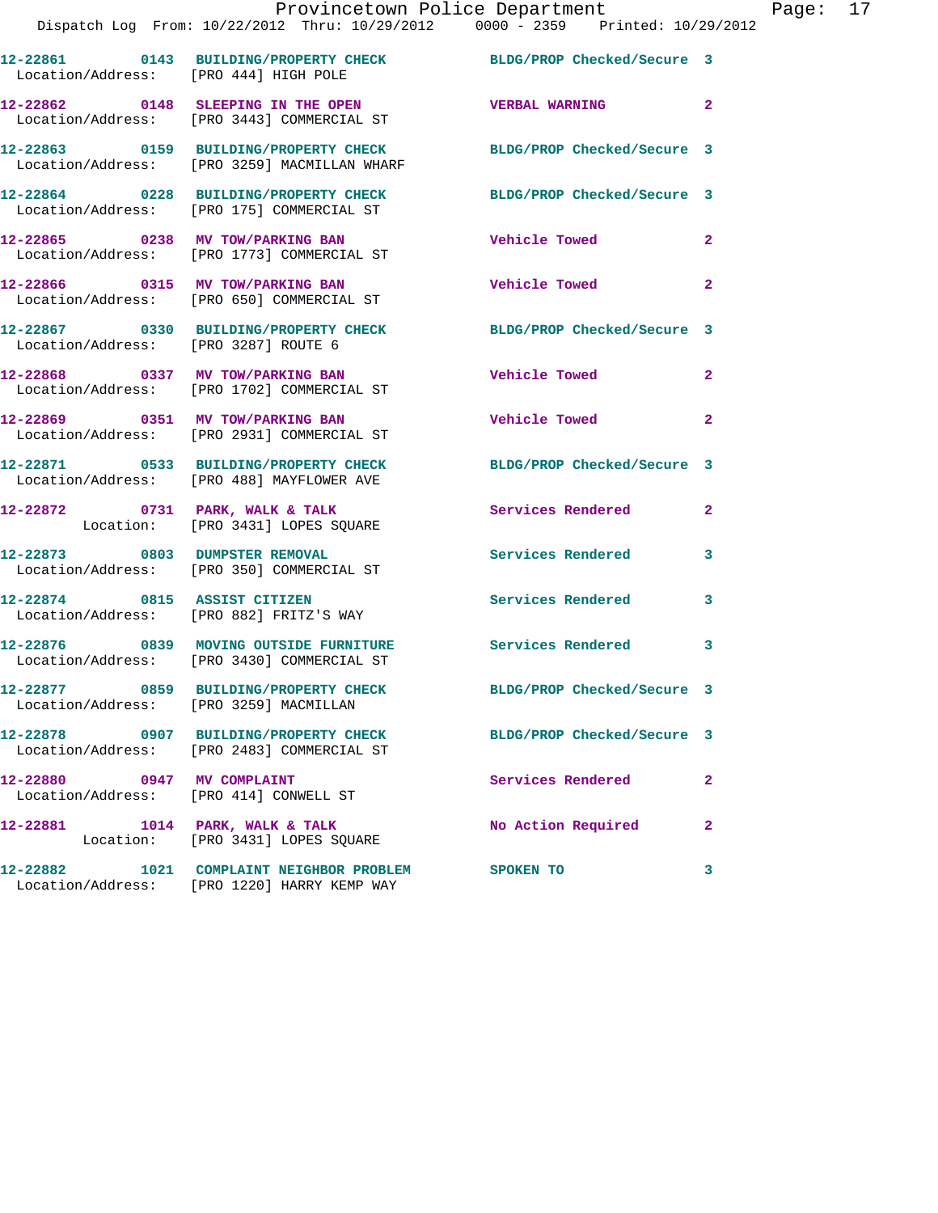12-22861 0143 BUILDING/PROPERTY CHECK BLDG/PROP Checked/Secure 3
Location/Address: [PRO 444] HIGH POLE

12-22862 0148 SLEEPING IN THE OPEN VERBAL WARNING 2
Location/Address: [PRO 3443] COMMERCIAL ST

12-22863 0159 BUILDING/PROPERTY CHECK BLDG/PROP Checked/Secure 3
Location/Address: [PRO 3259] MACMILLAN WHARF

12-22864 0228 BUILDING/PROPERTY CHECK BLDG/PROP Checked/Secure 3
Location/Address: [PRO 175] COMMERCIAL ST

12-22865 0238 MV TOW/PARKING BAN Vehicle Towed 2
Location/Address: [PRO 1773] COMMERCIAL ST

12-22866 0315 MV TOW/PARKING BAN Vehicle Towed 2
Location/Address: [PRO 650] COMMERCIAL ST

12-22867 0330 BUILDING/PROPERTY CHECK BLDG/PROP Checked/Secure 3
Location/Address: [PRO 3287] ROUTE 6

12-22868 0337 MV TOW/PARKING BAN Vehicle Towed 2
Location/Address: [PRO 1702] COMMERCIAL ST

12-22869 0351 MV TOW/PARKING BAN Vehicle Towed 2
Location/Address: [PRO 2931] COMMERCIAL ST

12-22871 0533 BUILDING/PROPERTY CHECK BLDG/PROP Checked/Secure 3
Location/Address: [PRO 488] MAYFLOWER AVE

12-22872 0731 PARK, WALK & TALK Services Rendered 2
Location: [PRO 3431] LOPES SQUARE

12-22873 0803 DUMPSTER REMOVAL Services Rendered 3
Location/Address: [PRO 350] COMMERCIAL ST

12-22874 0815 ASSIST CITIZEN Services Rendered 3
Location/Address: [PRO 882] FRITZ'S WAY

12-22876 0839 MOVING OUTSIDE FURNITURE Services Rendered 3
Location/Address: [PRO 3430] COMMERCIAL ST

12-22877 0859 BUILDING/PROPERTY CHECK BLDG/PROP Checked/Secure 3
Location/Address: [PRO 3259] MACMILLAN

12-22878 0907 BUILDING/PROPERTY CHECK BLDG/PROP Checked/Secure 3
Location/Address: [PRO 2483] COMMERCIAL ST

12-22880 0947 MV COMPLAINT Services Rendered 2
Location/Address: [PRO 414] CONWELL ST

12-22881 1014 PARK, WALK & TALK No Action Required 2
Location: [PRO 3431] LOPES SQUARE

12-22882 1021 COMPLAINT NEIGHBOR PROBLEM SPOKEN TO 3
Location/Address: [PRO 1220] HARRY KEMP WAY